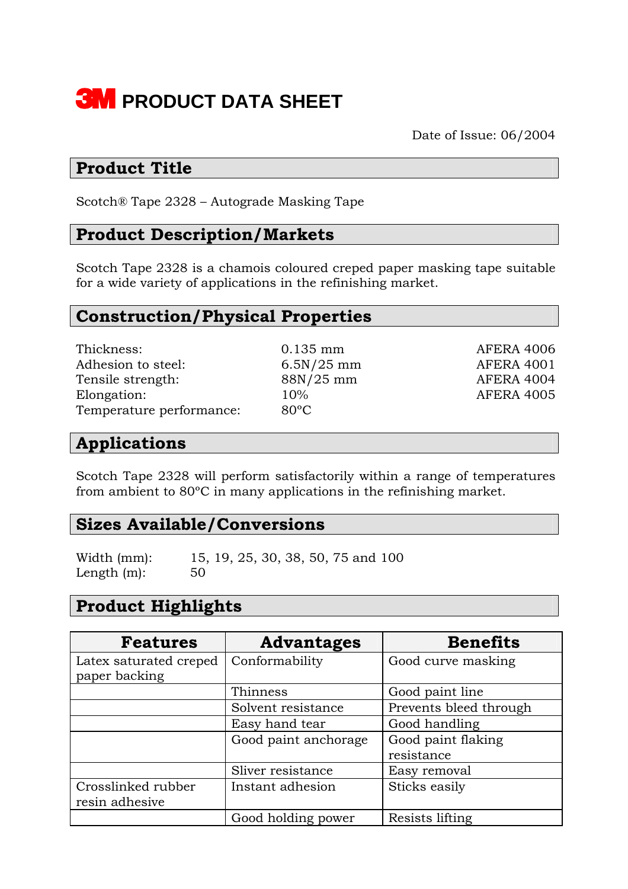# 3M PRODUCT DATA SHEET

Date of Issue: 06/2004

## Product Title

Scotch® Tape 2328 – Autograde Masking Tape

## Product Description/Markets

Scotch Tape 2328 is a chamois coloured creped paper masking tape suitable for a wide variety of applications in the refinishing market.

## Construction/Physical Properties

| | | |
|---|---|---|
| Thickness: | 0.135 mm | AFERA 4006 |
| Adhesion to steel: | 6.5N/25 mm | AFERA 4001 |
| Tensile strength: | 88N/25 mm | AFERA 4004 |
| Elongation: | 10% | AFERA 4005 |
| Temperature performance: | 80ºC | |

## Applications

Scotch Tape 2328 will perform satisfactorily within a range of temperatures from ambient to 80ºC in many applications in the refinishing market.

## Sizes Available/Conversions

Width (mm): 15, 19, 25, 30, 38, 50, 75 and 100
Length (m): 50

## Product Highlights

| Features | Advantages | Benefits |
|---|---|---|
| Latex saturated creped paper backing | Conformability | Good curve masking |
| | Thinness | Good paint line |
| | Solvent resistance | Prevents bleed through |
| | Easy hand tear | Good handling |
| | Good paint anchorage | Good paint flaking resistance |
| | Sliver resistance | Easy removal |
| Crosslinked rubber resin adhesive | Instant adhesion | Sticks easily |
| | Good holding power | Resists lifting |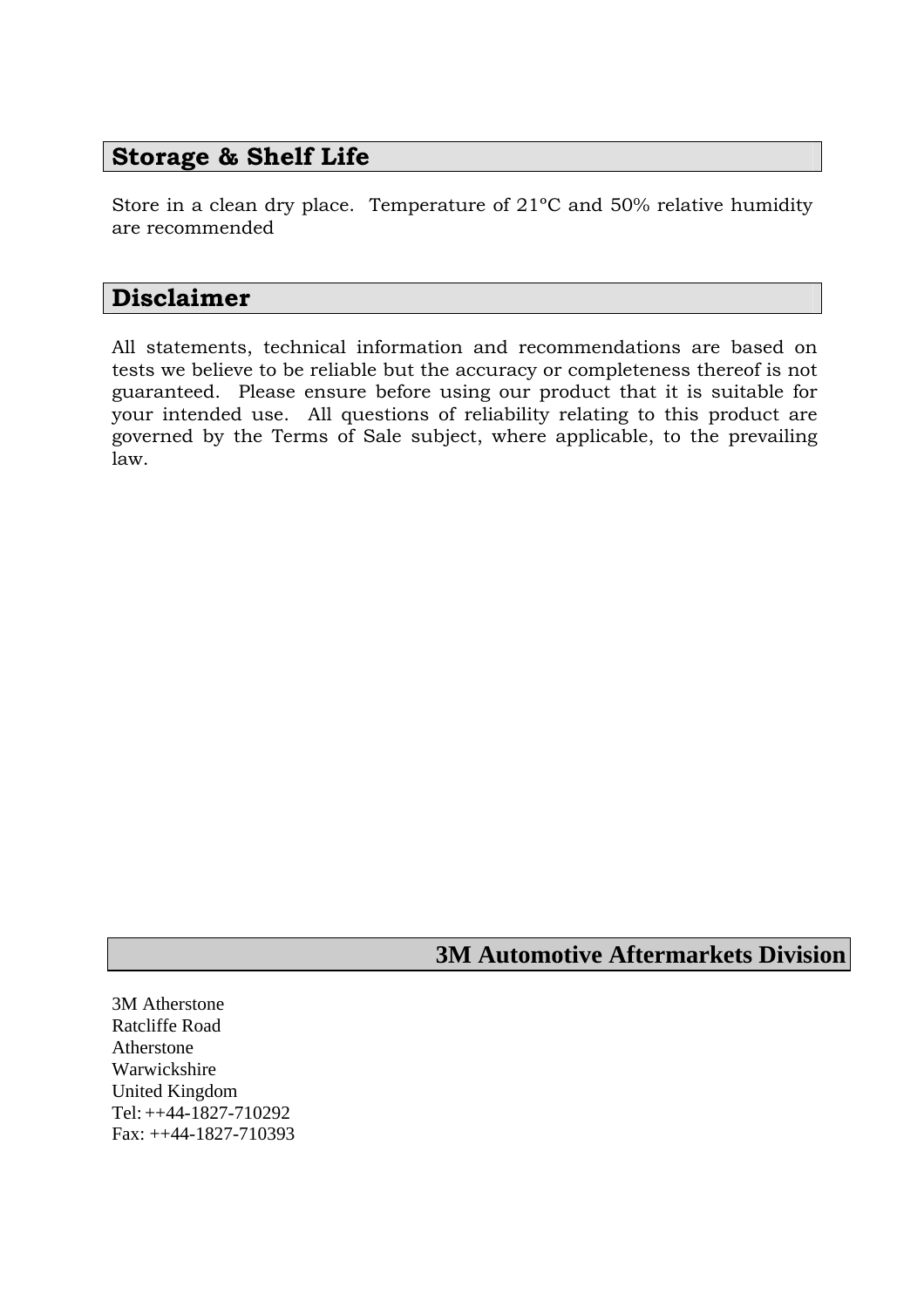## Storage & Shelf Life

Store in a clean dry place. Temperature of 21ºC and 50% relative humidity are recommended

## Disclaimer

All statements, technical information and recommendations are based on tests we believe to be reliable but the accuracy or completeness thereof is not guaranteed. Please ensure before using our product that it is suitable for your intended use. All questions of reliability relating to this product are governed by the Terms of Sale subject, where applicable, to the prevailing law.

## 3M Automotive Aftermarkets Division

3M Atherstone
Ratcliffe Road
Atherstone
Warwickshire
United Kingdom
Tel: ++44-1827-710292
Fax: ++44-1827-710393